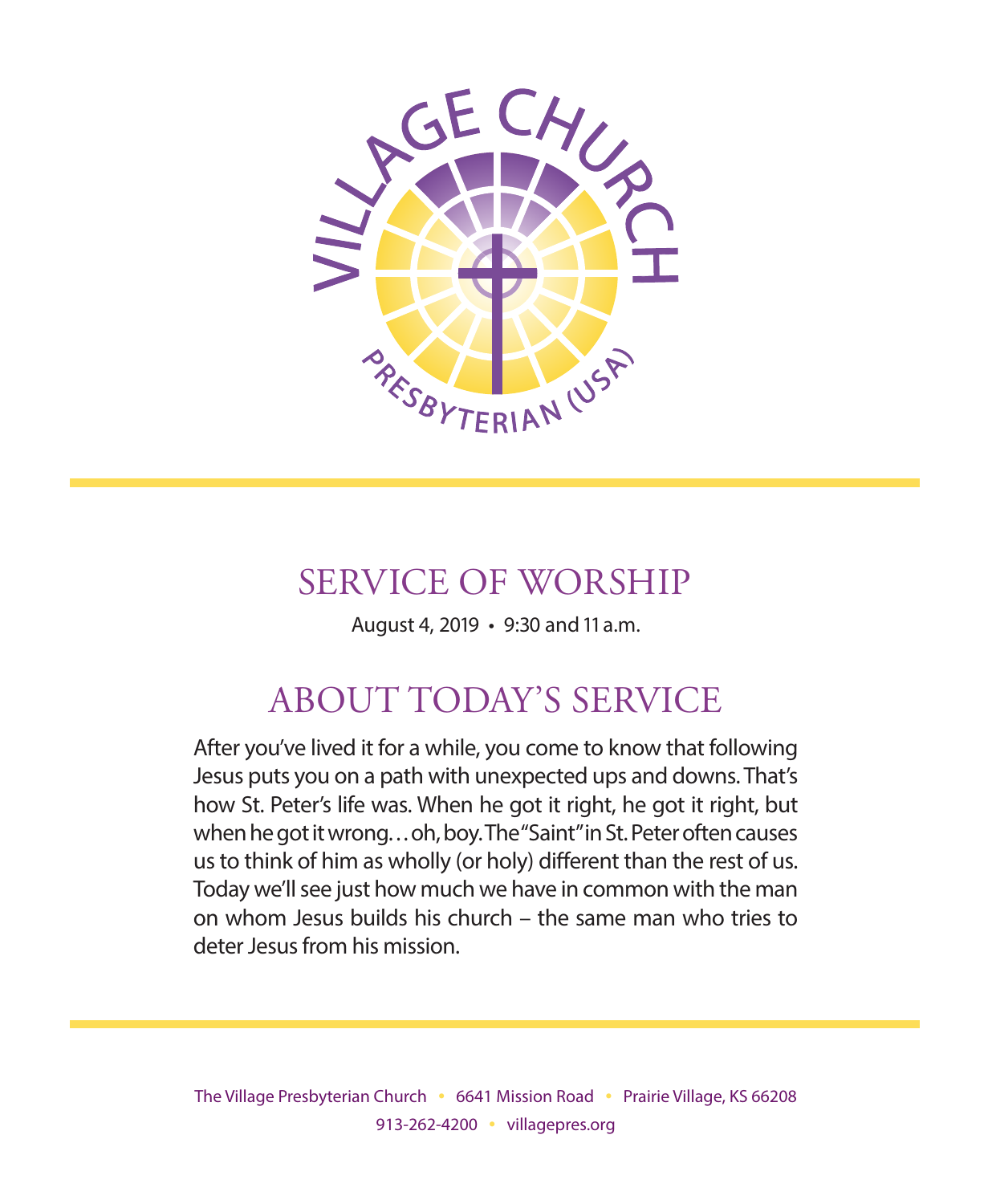VILLAGE CHURCH

PRESBYTERIAN (USA)

# SERVICE OF WORSHIP

August 4, 2019 • 9:30 and 11 a.m.

## ABOUT TODAY'S SERVICE

After you've lived it for a while, you come to know that following Jesus puts you on a path with unexpected ups and downs. That's how St. Peter's life was. When he got it right, he got it right, but when he got it wrong…oh, boy. The "Saint" in St. Peter often causes us to think of him as wholly (or holy) different than the rest of us. Today we'll see just how much we have in common with the man on whom Jesus builds his church – the same man who tries to deter Jesus from his mission.

The Village Presbyterian Church • 6641 Mission Road • Prairie Village, KS 66208
913-262-4200 • villagepres.org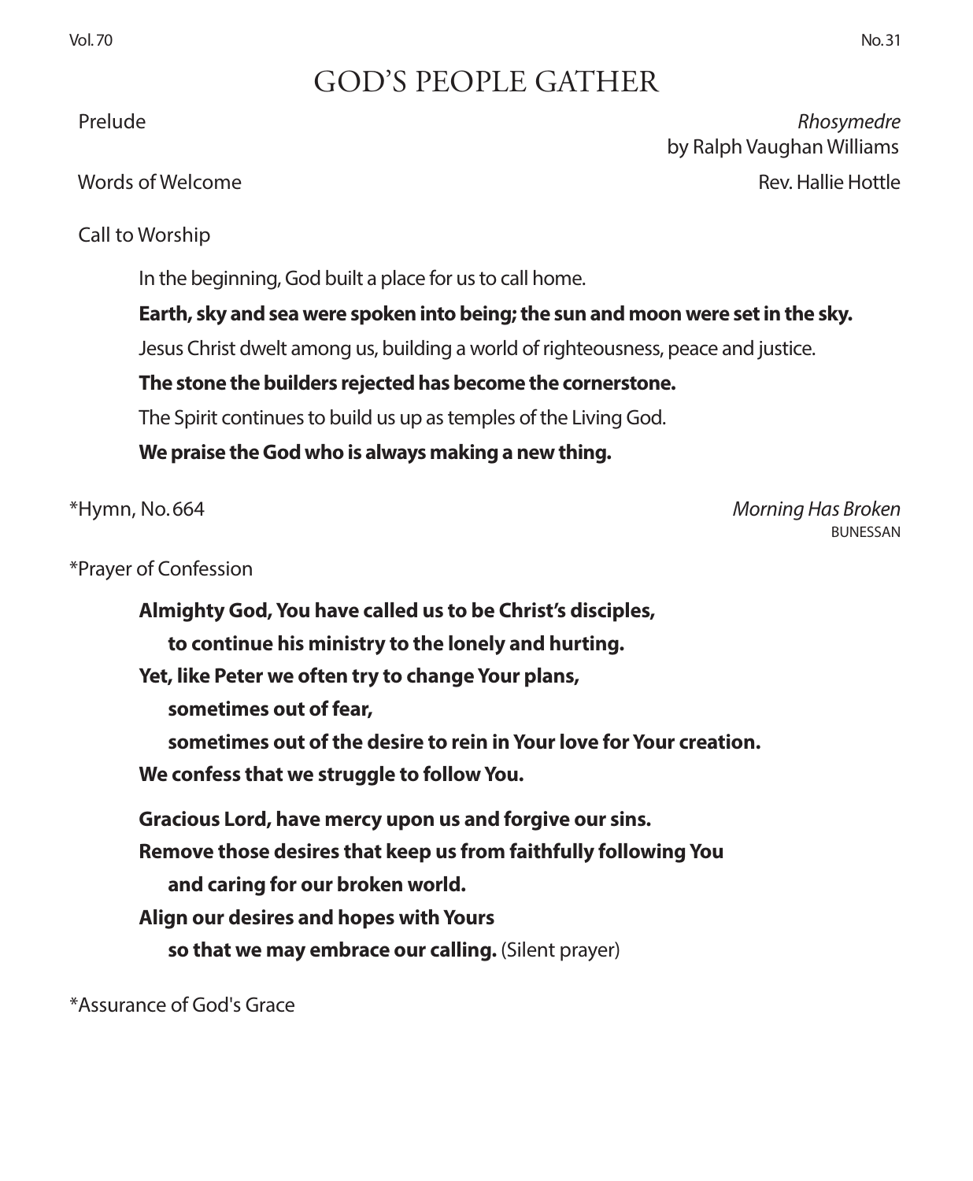# GOD'S PEOPLE GATHER

Prelude *Rhosymedre*
by Ralph Vaughan Williams

Words of Welcome Rev. Hallie Hottle

Call to Worship

In the beginning, God built a place for us to call home.

**Earth, sky and sea were spoken into being; the sun and moon were set in the sky.**

Jesus Christ dwelt among us, building a world of righteousness, peace and justice.

**The stone the builders rejected has become the cornerstone.**

The Spirit continues to build us up as temples of the Living God.

**We praise the God who is always making a new thing.**

*Hymn, No. 664 *Morning Has Broken*
BUNESSAN

*Prayer of Confession

**Almighty God, You have called us to be Christ's disciples,**
**to continue his ministry to the lonely and hurting.**
**Yet, like Peter we often try to change Your plans,**
**sometimes out of fear,**
**sometimes out of the desire to rein in Your love for Your creation.**
**We confess that we struggle to follow You.**

**Gracious Lord, have mercy upon us and forgive our sins.**
**Remove those desires that keep us from faithfully following You**
**and caring for our broken world.**
**Align our desires and hopes with Yours**
**so that we may embrace our calling.** (Silent prayer)

*Assurance of God's Grace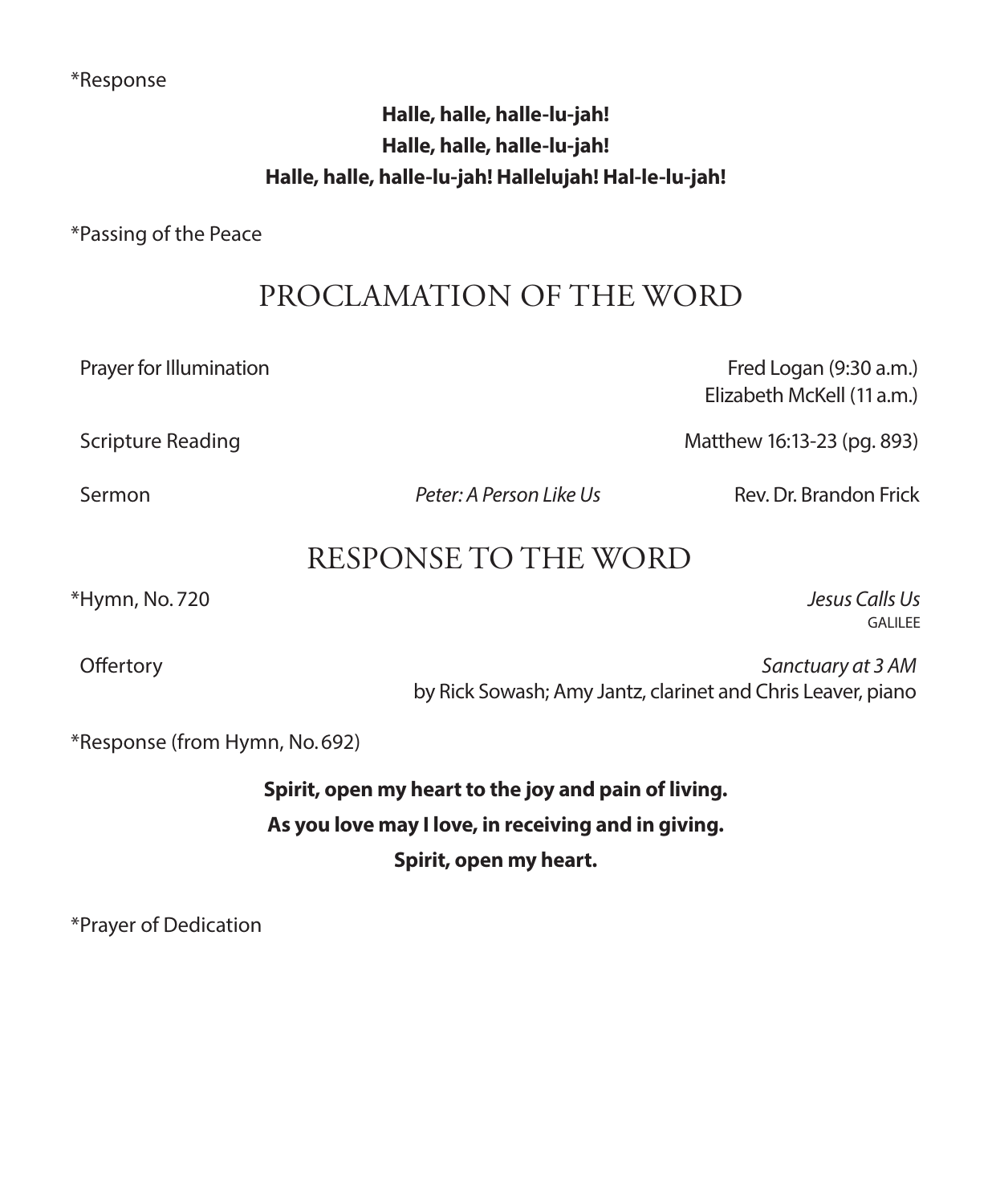*Response

**Halle, halle, halle-lu-jah!**
**Halle, halle, halle-lu-jah!**
**Halle, halle, halle-lu-jah! Hallelujah! Hal-le-lu-jah!**

*Passing of the Peace

## PROCLAMATION OF THE WORD

Prayer for Illumination — Fred Logan (9:30 a.m.)
Elizabeth McKell (11 a.m.)

Scripture Reading — Matthew 16:13-23 (pg. 893)

Sermon — *Peter: A Person Like Us* — Rev. Dr. Brandon Frick

## RESPONSE TO THE WORD

*Hymn, No. 720 — *Jesus Calls Us*
GALILEE

Offertory — *Sanctuary at 3 AM*
by Rick Sowash; Amy Jantz, clarinet and Chris Leaver, piano

*Response (from Hymn, No. 692)

**Spirit, open my heart to the joy and pain of living.**
**As you love may I love, in receiving and in giving.**
**Spirit, open my heart.**

*Prayer of Dedication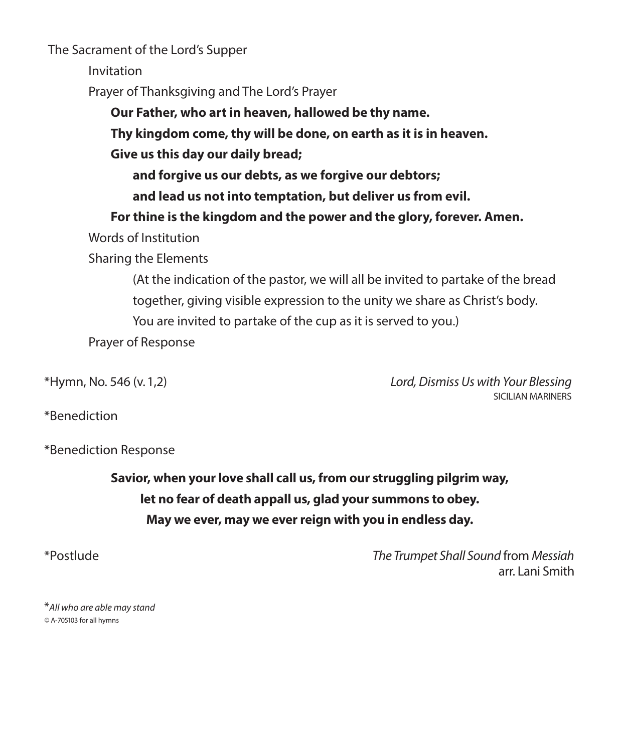The Sacrament of the Lord's Supper

Invitation

Prayer of Thanksgiving and The Lord's Prayer

**Our Father, who art in heaven, hallowed be thy name.**
**Thy kingdom come, thy will be done, on earth as it is in heaven.**
**Give us this day our daily bread;**
**and forgive us our debts, as we forgive our debtors;**
**and lead us not into temptation, but deliver us from evil.**
**For thine is the kingdom and the power and the glory, forever. Amen.**

Words of Institution

Sharing the Elements

(At the indication of the pastor, we will all be invited to partake of the bread together, giving visible expression to the unity we share as Christ's body. You are invited to partake of the cup as it is served to you.)

Prayer of Response

*Hymn, No. 546 (v. 1,2) — *Lord, Dismiss Us with Your Blessing*
SICILIAN MARINERS

*Benediction

*Benediction Response

**Savior, when your love shall call us, from our struggling pilgrim way,**
**let no fear of death appall us, glad your summons to obey.**
**May we ever, may we ever reign with you in endless day.**

*Postlude — *The Trumpet Shall Sound* from *Messiah*
arr. Lani Smith

**All who are able may stand*

© A-705103 for all hymns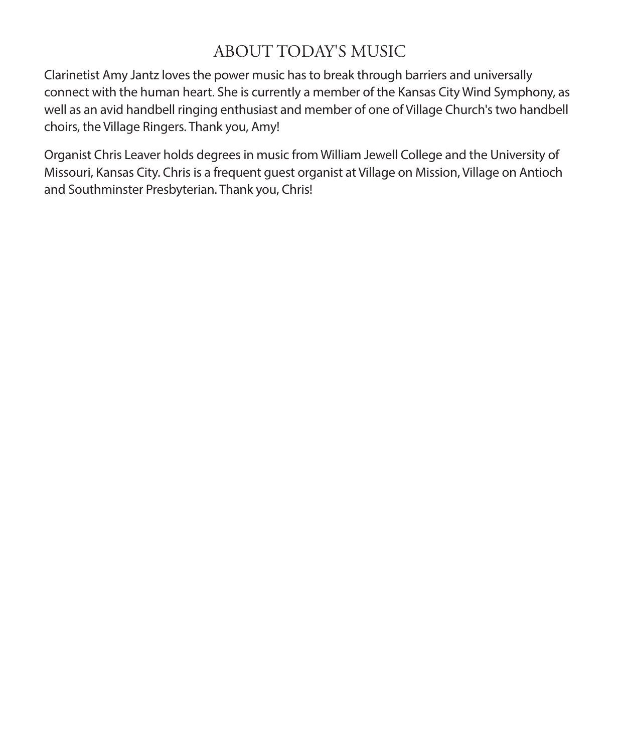# ABOUT TODAY'S MUSIC

Clarinetist Amy Jantz loves the power music has to break through barriers and universally connect with the human heart. She is currently a member of the Kansas City Wind Symphony, as well as an avid handbell ringing enthusiast and member of one of Village Church's two handbell choirs, the Village Ringers. Thank you, Amy!

Organist Chris Leaver holds degrees in music from William Jewell College and the University of Missouri, Kansas City. Chris is a frequent guest organist at Village on Mission, Village on Antioch and Southminster Presbyterian. Thank you, Chris!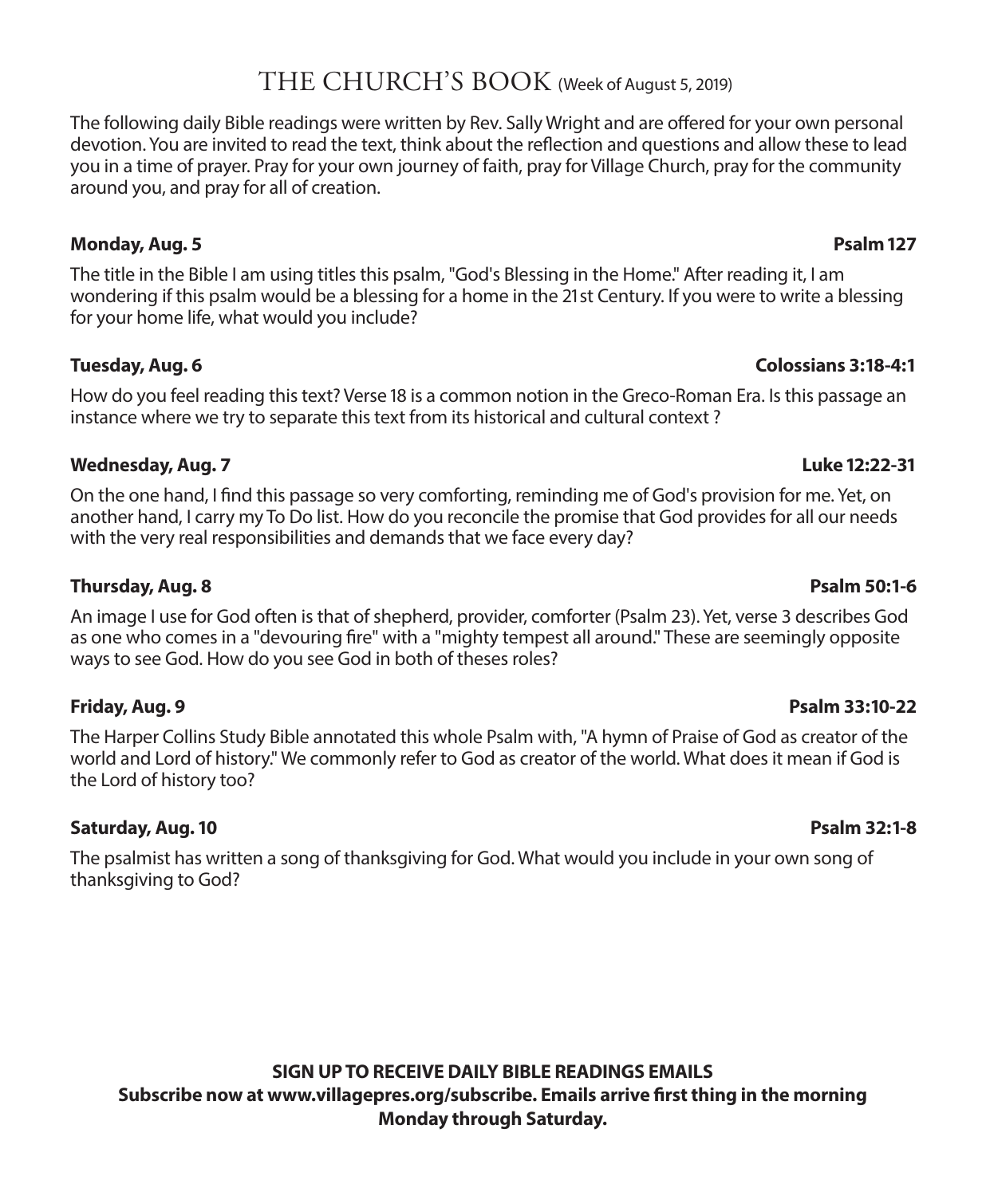# THE CHURCH'S BOOK (Week of August 5, 2019)

The following daily Bible readings were written by Rev. Sally Wright and are offered for your own personal devotion. You are invited to read the text, think about the reflection and questions and allow these to lead you in a time of prayer. Pray for your own journey of faith, pray for Village Church, pray for the community around you, and pray for all of creation.

**Monday, Aug. 5** **Psalm 127**

The title in the Bible I am using titles this psalm, "God's Blessing in the Home." After reading it, I am wondering if this psalm would be a blessing for a home in the 21st Century. If you were to write a blessing for your home life, what would you include?

**Tuesday, Aug. 6** **Colossians 3:18-4:1**

How do you feel reading this text? Verse 18 is a common notion in the Greco-Roman Era. Is this passage an instance where we try to separate this text from its historical and cultural context ?

**Wednesday, Aug. 7** **Luke 12:22-31**

On the one hand, I find this passage so very comforting, reminding me of God's provision for me. Yet, on another hand, I carry my To Do list. How do you reconcile the promise that God provides for all our needs with the very real responsibilities and demands that we face every day?

**Thursday, Aug. 8** **Psalm 50:1-6**

An image I use for God often is that of shepherd, provider, comforter (Psalm 23). Yet, verse 3 describes God as one who comes in a "devouring fire" with a "mighty tempest all around." These are seemingly opposite ways to see God. How do you see God in both of theses roles?

**Friday, Aug. 9** **Psalm 33:10-22**

The Harper Collins Study Bible annotated this whole Psalm with, "A hymn of Praise of God as creator of the world and Lord of history." We commonly refer to God as creator of the world. What does it mean if God is the Lord of history too?

**Saturday, Aug. 10** **Psalm 32:1-8**

The psalmist has written a song of thanksgiving for God. What would you include in your own song of thanksgiving to God?

**SIGN UP TO RECEIVE DAILY BIBLE READINGS EMAILS**
**Subscribe now at www.villagepres.org/subscribe. Emails arrive first thing in the morning Monday through Saturday.**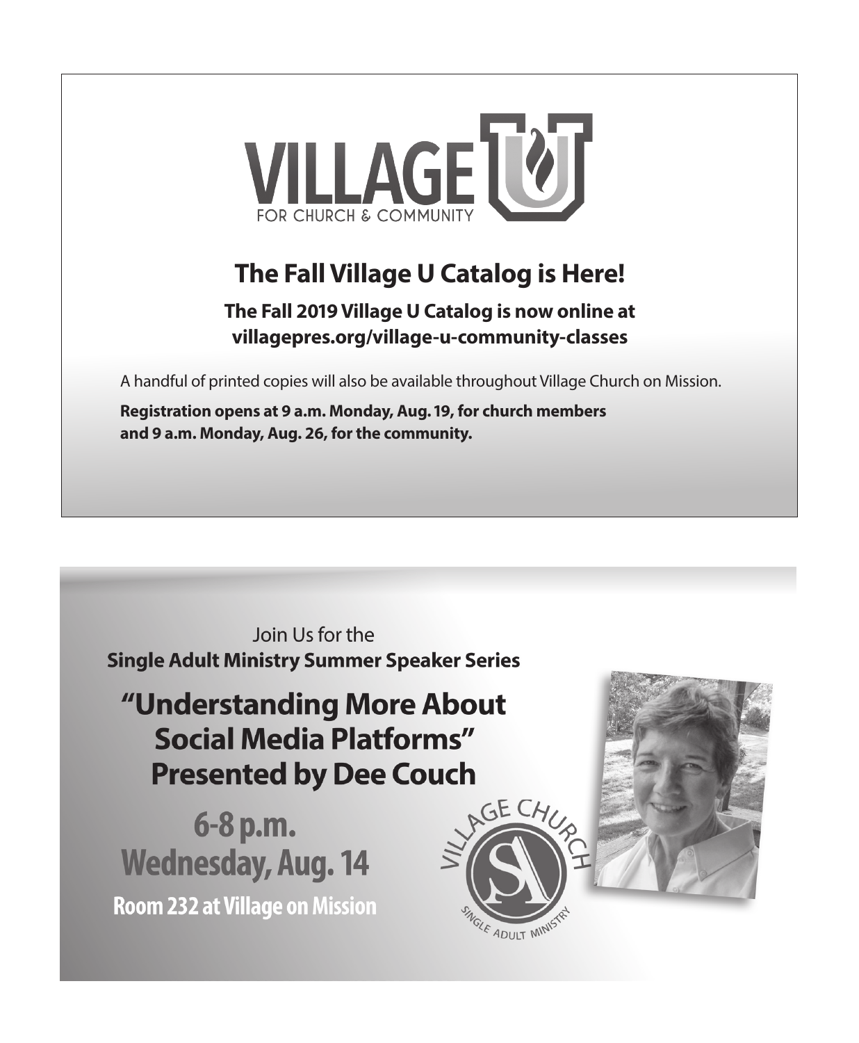VILLAGE U

FOR CHURCH & COMMUNITY

## The Fall Village U Catalog is Here!

**The Fall 2019 Village U Catalog is now online at villagepres.org/village-u-community-classes**

A handful of printed copies will also be available throughout Village Church on Mission.

**Registration opens at 9 a.m. Monday, Aug. 19, for church members and 9 a.m. Monday, Aug. 26, for the community.**

---

Join Us for the

**Single Adult Ministry Summer Speaker Series**

## "Understanding More About Social Media Platforms" Presented by Dee Couch

**6-8 p.m.**
**Wednesday, Aug. 14**

**Room 232 at Village on Mission**

VILLAGE CHURCH SINGLE ADULT MINISTRY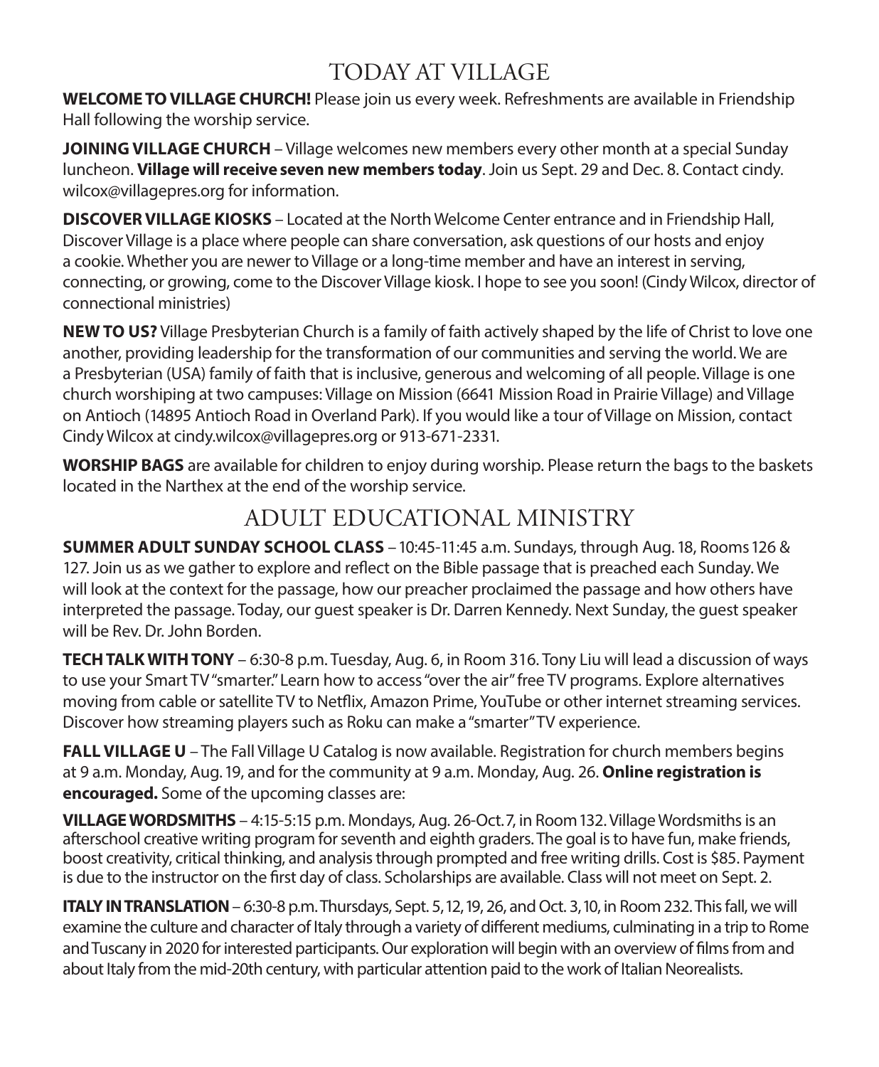# TODAY AT VILLAGE

**WELCOME TO VILLAGE CHURCH!** Please join us every week. Refreshments are available in Friendship Hall following the worship service.

**JOINING VILLAGE CHURCH** – Village welcomes new members every other month at a special Sunday luncheon. **Village will receive seven new members today**. Join us Sept. 29 and Dec. 8. Contact cindy.wilcox@villagepres.org for information.

**DISCOVER VILLAGE KIOSKS** – Located at the North Welcome Center entrance and in Friendship Hall, Discover Village is a place where people can share conversation, ask questions of our hosts and enjoy a cookie. Whether you are newer to Village or a long-time member and have an interest in serving, connecting, or growing, come to the Discover Village kiosk. I hope to see you soon! (Cindy Wilcox, director of connectional ministries)

**NEW TO US?** Village Presbyterian Church is a family of faith actively shaped by the life of Christ to love one another, providing leadership for the transformation of our communities and serving the world. We are a Presbyterian (USA) family of faith that is inclusive, generous and welcoming of all people. Village is one church worshiping at two campuses: Village on Mission (6641 Mission Road in Prairie Village) and Village on Antioch (14895 Antioch Road in Overland Park). If you would like a tour of Village on Mission, contact Cindy Wilcox at cindy.wilcox@villagepres.org or 913-671-2331.

**WORSHIP BAGS** are available for children to enjoy during worship. Please return the bags to the baskets located in the Narthex at the end of the worship service.

# ADULT EDUCATIONAL MINISTRY

**SUMMER ADULT SUNDAY SCHOOL CLASS** – 10:45-11:45 a.m. Sundays, through Aug. 18, Rooms 126 & 127. Join us as we gather to explore and reflect on the Bible passage that is preached each Sunday. We will look at the context for the passage, how our preacher proclaimed the passage and how others have interpreted the passage. Today, our guest speaker is Dr. Darren Kennedy. Next Sunday, the guest speaker will be Rev. Dr. John Borden.

**TECH TALK WITH TONY** – 6:30-8 p.m. Tuesday, Aug. 6, in Room 316. Tony Liu will lead a discussion of ways to use your Smart TV "smarter." Learn how to access "over the air" free TV programs. Explore alternatives moving from cable or satellite TV to Netflix, Amazon Prime, YouTube or other internet streaming services. Discover how streaming players such as Roku can make a "smarter" TV experience.

**FALL VILLAGE U** – The Fall Village U Catalog is now available. Registration for church members begins at 9 a.m. Monday, Aug. 19, and for the community at 9 a.m. Monday, Aug. 26. **Online registration is encouraged.** Some of the upcoming classes are:

**VILLAGE WORDSMITHS** – 4:15-5:15 p.m. Mondays, Aug. 26-Oct. 7, in Room 132. Village Wordsmiths is an afterschool creative writing program for seventh and eighth graders. The goal is to have fun, make friends, boost creativity, critical thinking, and analysis through prompted and free writing drills. Cost is $85. Payment is due to the instructor on the first day of class. Scholarships are available. Class will not meet on Sept. 2.

**ITALY IN TRANSLATION** – 6:30-8 p.m. Thursdays, Sept. 5, 12, 19, 26, and Oct. 3, 10, in Room 232. This fall, we will examine the culture and character of Italy through a variety of different mediums, culminating in a trip to Rome and Tuscany in 2020 for interested participants. Our exploration will begin with an overview of films from and about Italy from the mid-20th century, with particular attention paid to the work of Italian Neorealists.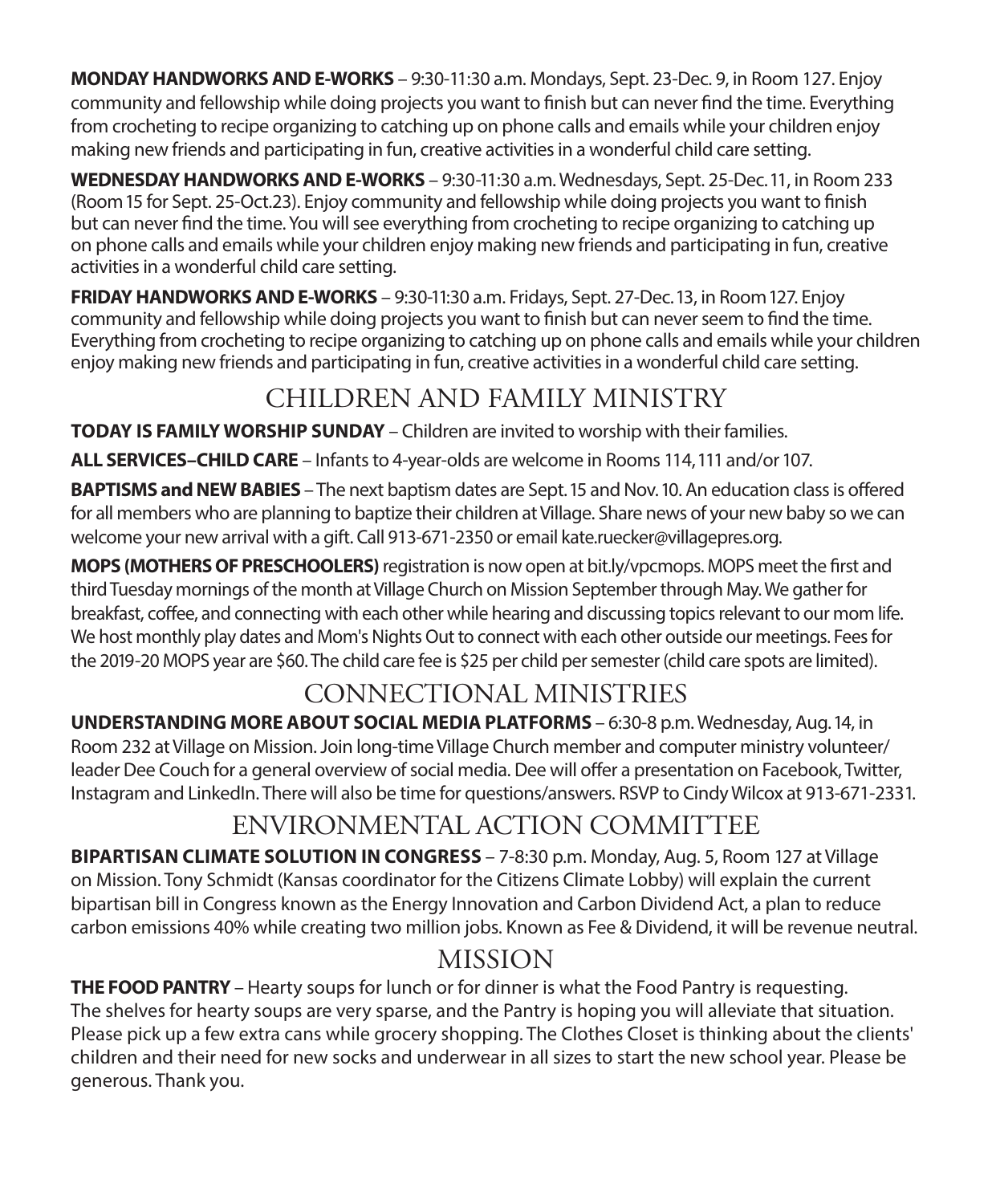**MONDAY HANDWORKS AND E-WORKS** – 9:30-11:30 a.m. Mondays, Sept. 23-Dec. 9, in Room 127. Enjoy community and fellowship while doing projects you want to finish but can never find the time. Everything from crocheting to recipe organizing to catching up on phone calls and emails while your children enjoy making new friends and participating in fun, creative activities in a wonderful child care setting.

**WEDNESDAY HANDWORKS AND E-WORKS** – 9:30-11:30 a.m. Wednesdays, Sept. 25-Dec. 11, in Room 233 (Room 15 for Sept. 25-Oct.23). Enjoy community and fellowship while doing projects you want to finish but can never find the time. You will see everything from crocheting to recipe organizing to catching up on phone calls and emails while your children enjoy making new friends and participating in fun, creative activities in a wonderful child care setting.

**FRIDAY HANDWORKS AND E-WORKS** – 9:30-11:30 a.m. Fridays, Sept. 27-Dec. 13, in Room 127. Enjoy community and fellowship while doing projects you want to finish but can never seem to find the time. Everything from crocheting to recipe organizing to catching up on phone calls and emails while your children enjoy making new friends and participating in fun, creative activities in a wonderful child care setting.

## CHILDREN AND FAMILY MINISTRY

**TODAY IS FAMILY WORSHIP SUNDAY** – Children are invited to worship with their families.

**ALL SERVICES–CHILD CARE** – Infants to 4-year-olds are welcome in Rooms 114, 111 and/or 107.

**BAPTISMS and NEW BABIES** – The next baptism dates are Sept. 15 and Nov. 10. An education class is offered for all members who are planning to baptize their children at Village. Share news of your new baby so we can welcome your new arrival with a gift. Call 913-671-2350 or email kate.ruecker@villagepres.org.

**MOPS (MOTHERS OF PRESCHOOLERS)** registration is now open at bit.ly/vpcmops. MOPS meet the first and third Tuesday mornings of the month at Village Church on Mission September through May. We gather for breakfast, coffee, and connecting with each other while hearing and discussing topics relevant to our mom life. We host monthly play dates and Mom's Nights Out to connect with each other outside our meetings. Fees for the 2019-20 MOPS year are $60. The child care fee is $25 per child per semester (child care spots are limited).

## CONNECTIONAL MINISTRIES

**UNDERSTANDING MORE ABOUT SOCIAL MEDIA PLATFORMS** – 6:30-8 p.m. Wednesday, Aug. 14, in Room 232 at Village on Mission. Join long-time Village Church member and computer ministry volunteer/leader Dee Couch for a general overview of social media. Dee will offer a presentation on Facebook, Twitter, Instagram and LinkedIn. There will also be time for questions/answers. RSVP to Cindy Wilcox at 913-671-2331.

## ENVIRONMENTAL ACTION COMMITTEE

**BIPARTISAN CLIMATE SOLUTION IN CONGRESS** – 7-8:30 p.m. Monday, Aug. 5, Room 127 at Village on Mission. Tony Schmidt (Kansas coordinator for the Citizens Climate Lobby) will explain the current bipartisan bill in Congress known as the Energy Innovation and Carbon Dividend Act, a plan to reduce carbon emissions 40% while creating two million jobs. Known as Fee & Dividend, it will be revenue neutral.

## MISSION

**THE FOOD PANTRY** – Hearty soups for lunch or for dinner is what the Food Pantry is requesting. The shelves for hearty soups are very sparse, and the Pantry is hoping you will alleviate that situation. Please pick up a few extra cans while grocery shopping. The Clothes Closet is thinking about the clients' children and their need for new socks and underwear in all sizes to start the new school year. Please be generous. Thank you.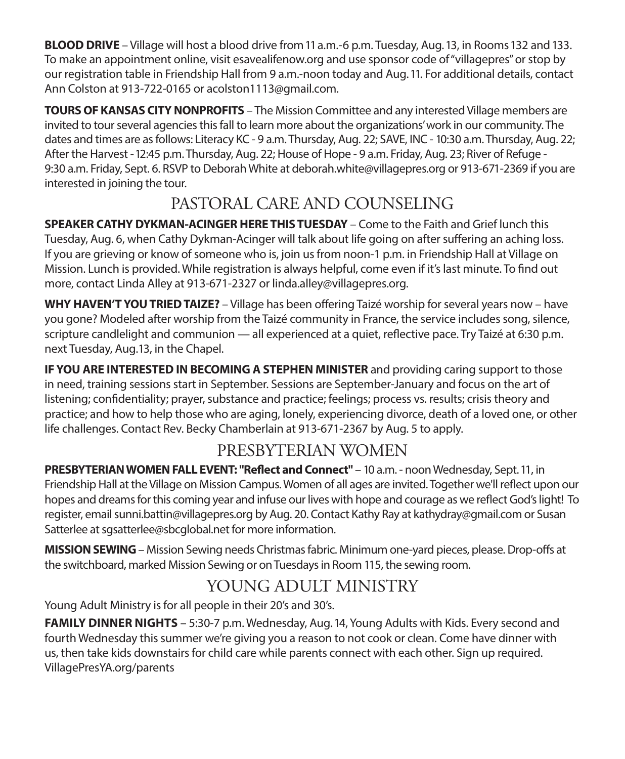**BLOOD DRIVE** – Village will host a blood drive from 11 a.m.-6 p.m. Tuesday, Aug. 13, in Rooms 132 and 133. To make an appointment online, visit esavealifenow.org and use sponsor code of "villagepres" or stop by our registration table in Friendship Hall from 9 a.m.-noon today and Aug. 11. For additional details, contact Ann Colston at 913-722-0165 or acolston1113@gmail.com.

**TOURS OF KANSAS CITY NONPROFITS** – The Mission Committee and any interested Village members are invited to tour several agencies this fall to learn more about the organizations' work in our community. The dates and times are as follows: Literacy KC - 9 a.m. Thursday, Aug. 22; SAVE, INC - 10:30 a.m. Thursday, Aug. 22; After the Harvest - 12:45 p.m. Thursday, Aug. 22; House of Hope - 9 a.m. Friday, Aug. 23; River of Refuge - 9:30 a.m. Friday, Sept. 6. RSVP to Deborah White at deborah.white@villagepres.org or 913-671-2369 if you are interested in joining the tour.

## PASTORAL CARE AND COUNSELING

**SPEAKER CATHY DYKMAN-ACINGER HERE THIS TUESDAY** – Come to the Faith and Grief lunch this Tuesday, Aug. 6, when Cathy Dykman-Acinger will talk about life going on after suffering an aching loss. If you are grieving or know of someone who is, join us from noon-1 p.m. in Friendship Hall at Village on Mission. Lunch is provided. While registration is always helpful, come even if it's last minute. To find out more, contact Linda Alley at 913-671-2327 or linda.alley@villagepres.org.

**WHY HAVEN'T YOU TRIED TAIZE?** – Village has been offering Taizé worship for several years now – have you gone? Modeled after worship from the Taizé community in France, the service includes song, silence, scripture candlelight and communion — all experienced at a quiet, reflective pace. Try Taizé at 6:30 p.m. next Tuesday, Aug.13, in the Chapel.

**IF YOU ARE INTERESTED IN BECOMING A STEPHEN MINISTER** and providing caring support to those in need, training sessions start in September. Sessions are September-January and focus on the art of listening; confidentiality; prayer, substance and practice; feelings; process vs. results; crisis theory and practice; and how to help those who are aging, lonely, experiencing divorce, death of a loved one, or other life challenges. Contact Rev. Becky Chamberlain at 913-671-2367 by Aug. 5 to apply.

## PRESBYTERIAN WOMEN

**PRESBYTERIAN WOMEN FALL EVENT: "Reflect and Connect"** – 10 a.m. - noon Wednesday, Sept. 11, in Friendship Hall at the Village on Mission Campus. Women of all ages are invited. Together we'll reflect upon our hopes and dreams for this coming year and infuse our lives with hope and courage as we reflect God's light! To register, email sunni.battin@villagepres.org by Aug. 20. Contact Kathy Ray at kathydray@gmail.com or Susan Satterlee at sgsatterlee@sbcglobal.net for more information.

**MISSION SEWING** – Mission Sewing needs Christmas fabric. Minimum one-yard pieces, please. Drop-offs at the switchboard, marked Mission Sewing or on Tuesdays in Room 115, the sewing room.

## YOUNG ADULT MINISTRY

Young Adult Ministry is for all people in their 20's and 30's.

**FAMILY DINNER NIGHTS** – 5:30-7 p.m. Wednesday, Aug. 14, Young Adults with Kids. Every second and fourth Wednesday this summer we're giving you a reason to not cook or clean. Come have dinner with us, then take kids downstairs for child care while parents connect with each other. Sign up required. VillagePresYA.org/parents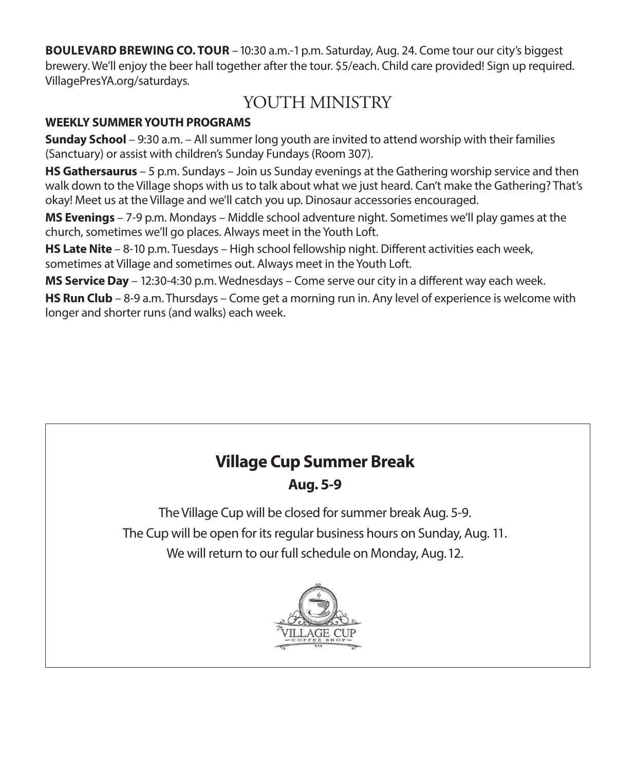**BOULEVARD BREWING CO. TOUR** – 10:30 a.m.-1 p.m. Saturday, Aug. 24. Come tour our city's biggest brewery. We'll enjoy the beer hall together after the tour. $5/each. Child care provided! Sign up required. VillagePresYA.org/saturdays.

## YOUTH MINISTRY

**WEEKLY SUMMER YOUTH PROGRAMS**

**Sunday School** – 9:30 a.m. – All summer long youth are invited to attend worship with their families (Sanctuary) or assist with children's Sunday Fundays (Room 307).

**HS Gathersaurus** – 5 p.m. Sundays – Join us Sunday evenings at the Gathering worship service and then walk down to the Village shops with us to talk about what we just heard. Can't make the Gathering? That's okay! Meet us at the Village and we'll catch you up. Dinosaur accessories encouraged.

**MS Evenings** – 7-9 p.m. Mondays – Middle school adventure night. Sometimes we'll play games at the church, sometimes we'll go places. Always meet in the Youth Loft.

**HS Late Nite** – 8-10 p.m. Tuesdays – High school fellowship night. Different activities each week, sometimes at Village and sometimes out. Always meet in the Youth Loft.

**MS Service Day** – 12:30-4:30 p.m. Wednesdays – Come serve our city in a different way each week.

**HS Run Club** – 8-9 a.m. Thursdays – Come get a morning run in. Any level of experience is welcome with longer and shorter runs (and walks) each week.

## Village Cup Summer Break

**Aug. 5-9**

The Village Cup will be closed for summer break Aug. 5-9.

The Cup will be open for its regular business hours on Sunday, Aug. 11.

We will return to our full schedule on Monday, Aug. 12.

The VILLAGE CUP COFFEE SHOP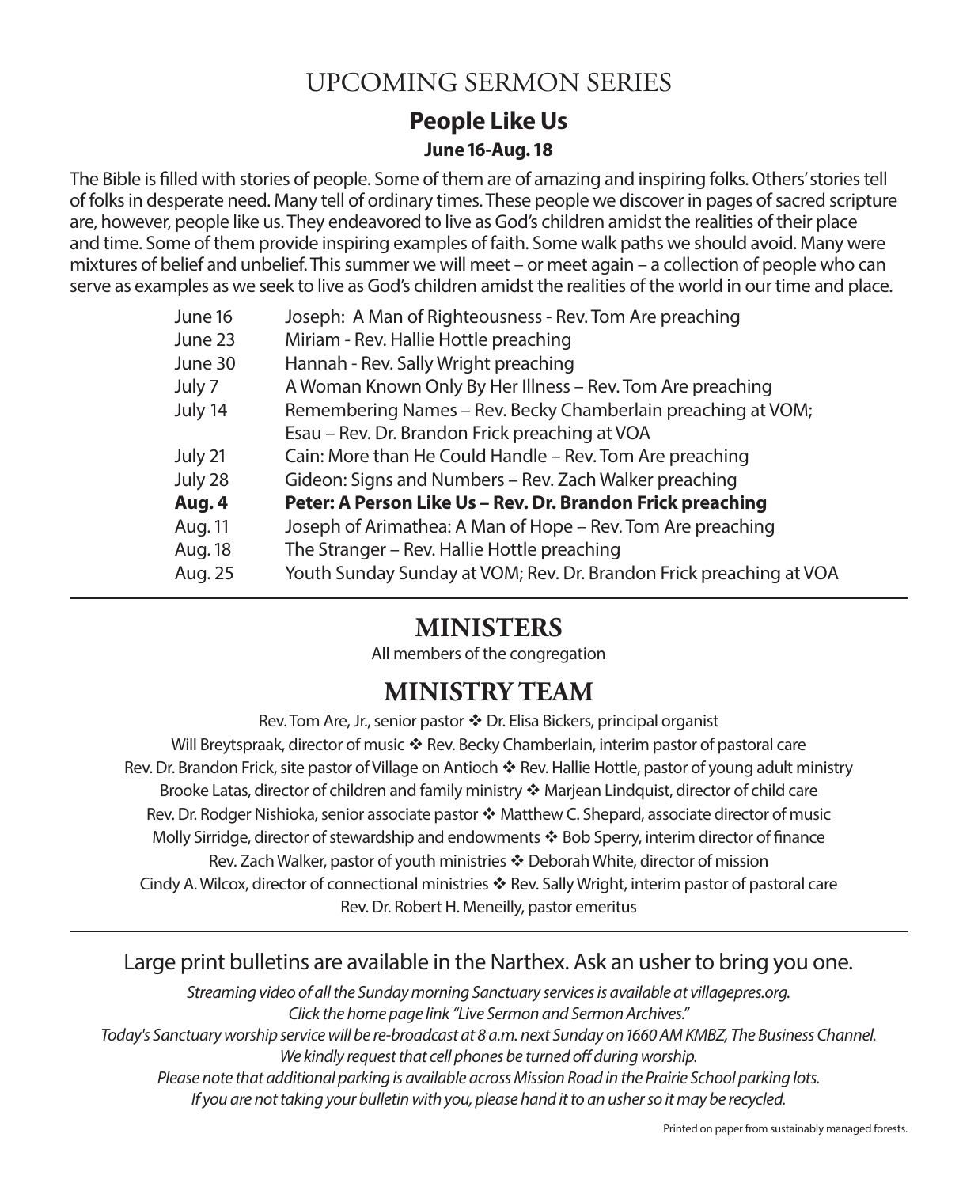# UPCOMING SERMON SERIES

## People Like Us

**June 16-Aug. 18**

The Bible is filled with stories of people. Some of them are of amazing and inspiring folks. Others' stories tell of folks in desperate need. Many tell of ordinary times. These people we discover in pages of sacred scripture are, however, people like us. They endeavored to live as God's children amidst the realities of their place and time. Some of them provide inspiring examples of faith. Some walk paths we should avoid. Many were mixtures of belief and unbelief. This summer we will meet – or meet again – a collection of people who can serve as examples as we seek to live as God's children amidst the realities of the world in our time and place.

| | |
|---|---|
| June 16 | Joseph: A Man of Righteousness - Rev. Tom Are preaching |
| June 23 | Miriam - Rev. Hallie Hottle preaching |
| June 30 | Hannah - Rev. Sally Wright preaching |
| July 7 | A Woman Known Only By Her Illness – Rev. Tom Are preaching |
| July 14 | Remembering Names – Rev. Becky Chamberlain preaching at VOM; Esau – Rev. Dr. Brandon Frick preaching at VOA |
| July 21 | Cain: More than He Could Handle – Rev. Tom Are preaching |
| July 28 | Gideon: Signs and Numbers – Rev. Zach Walker preaching |
| **Aug. 4** | **Peter: A Person Like Us – Rev. Dr. Brandon Frick preaching** |
| Aug. 11 | Joseph of Arimathea: A Man of Hope – Rev. Tom Are preaching |
| Aug. 18 | The Stranger – Rev. Hallie Hottle preaching |
| Aug. 25 | Youth Sunday Sunday at VOM; Rev. Dr. Brandon Frick preaching at VOA |

# MINISTERS

All members of the congregation

# MINISTRY TEAM

Rev. Tom Are, Jr., senior pastor ❖ Dr. Elisa Bickers, principal organist
Will Breytspraak, director of music ❖ Rev. Becky Chamberlain, interim pastor of pastoral care
Rev. Dr. Brandon Frick, site pastor of Village on Antioch ❖ Rev. Hallie Hottle, pastor of young adult ministry
Brooke Latas, director of children and family ministry ❖ Marjean Lindquist, director of child care
Rev. Dr. Rodger Nishioka, senior associate pastor ❖ Matthew C. Shepard, associate director of music
Molly Sirridge, director of stewardship and endowments ❖ Bob Sperry, interim director of finance
Rev. Zach Walker, pastor of youth ministries ❖ Deborah White, director of mission
Cindy A. Wilcox, director of connectional ministries ❖ Rev. Sally Wright, interim pastor of pastoral care
Rev. Dr. Robert H. Meneilly, pastor emeritus

Large print bulletins are available in the Narthex. Ask an usher to bring you one.

*Streaming video of all the Sunday morning Sanctuary services is available at villagepres.org.*
*Click the home page link "Live Sermon and Sermon Archives."*
*Today's Sanctuary worship service will be re-broadcast at 8 a.m. next Sunday on 1660 AM KMBZ, The Business Channel.*
*We kindly request that cell phones be turned off during worship.*
*Please note that additional parking is available across Mission Road in the Prairie School parking lots.*
*If you are not taking your bulletin with you, please hand it to an usher so it may be recycled.*

Printed on paper from sustainably managed forests.